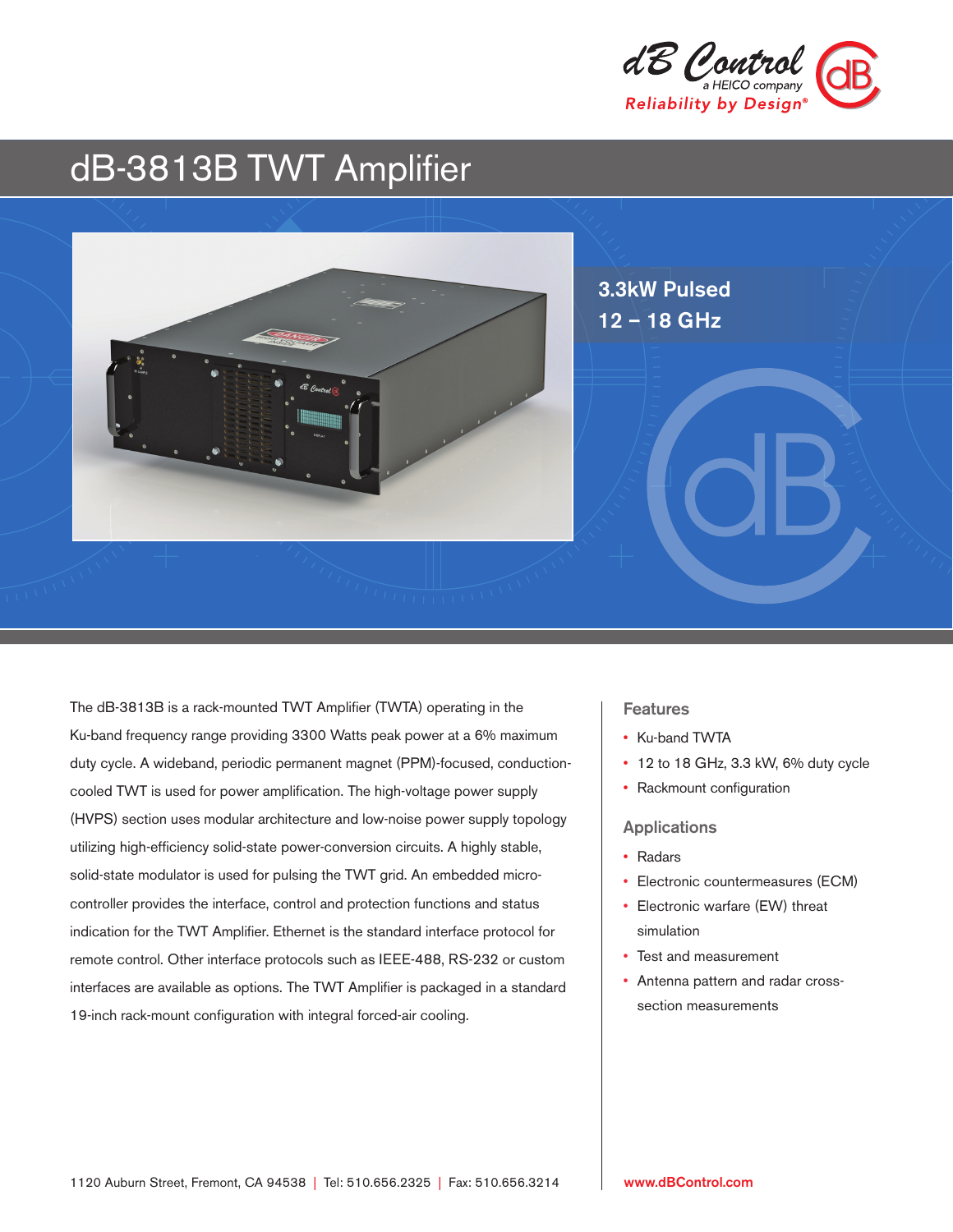dB Control
a HEICO company
Reliability by Design®

# dB-3813B TWT Amplifier

**3.3kW Pulsed**
**12 – 18 GHz**

The dB-3813B is a rack-mounted TWT Amplifier (TWTA) operating in the Ku-band frequency range providing 3300 Watts peak power at a 6% maximum duty cycle. A wideband, periodic permanent magnet (PPM)-focused, conduction-cooled TWT is used for power amplification. The high-voltage power supply (HVPS) section uses modular architecture and low-noise power supply topology utilizing high-efficiency solid-state power-conversion circuits. A highly stable, solid-state modulator is used for pulsing the TWT grid. An embedded micro-controller provides the interface, control and protection functions and status indication for the TWT Amplifier. Ethernet is the standard interface protocol for remote control. Other interface protocols such as IEEE-488, RS-232 or custom interfaces are available as options. The TWT Amplifier is packaged in a standard 19-inch rack-mount configuration with integral forced-air cooling.

## Features

- Ku-band TWTA
- 12 to 18 GHz, 3.3 kW, 6% duty cycle
- Rackmount configuration

## Applications

- Radars
- Electronic countermeasures (ECM)
- Electronic warfare (EW) threat simulation
- Test and measurement
- Antenna pattern and radar cross-section measurements

1120 Auburn Street, Fremont, CA 94538 | Tel: 510.656.2325 | Fax: 510.656.3214

www.dBControl.com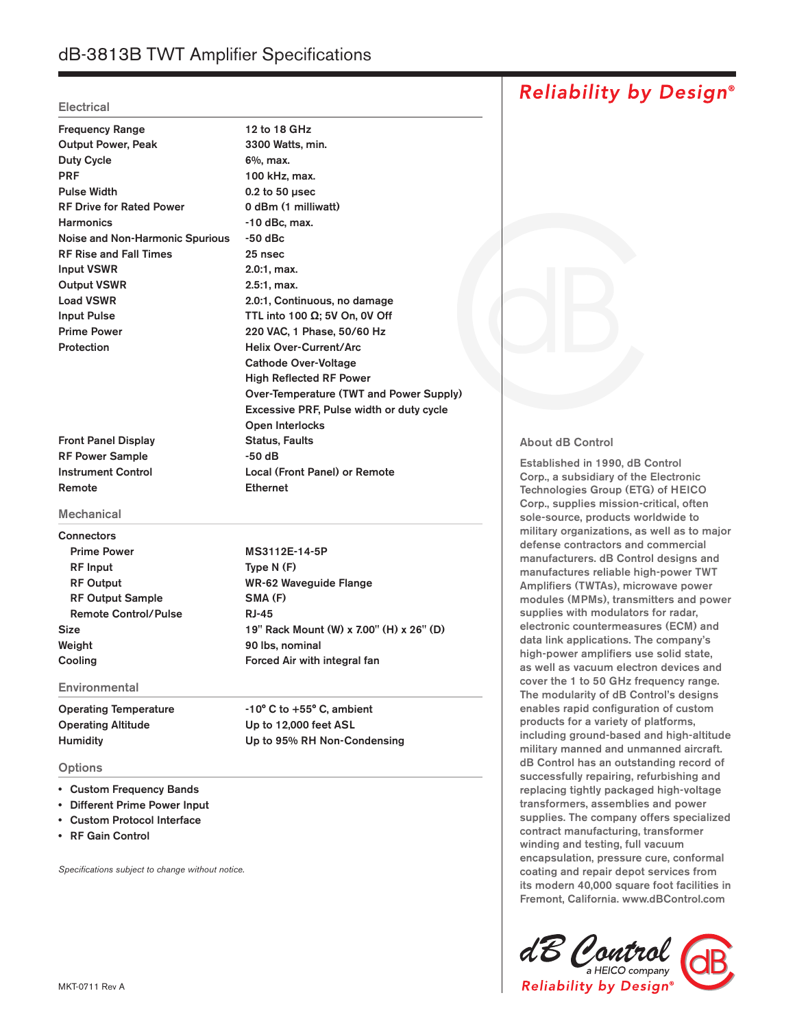# dB-3813B TWT Amplifier Specifications

## Electrical

| | |
|---|---|
| Frequency Range | 12 to 18 GHz |
| Output Power, Peak | 3300 Watts, min. |
| Duty Cycle | 6%, max. |
| PRF | 100 kHz, max. |
| Pulse Width | 0.2 to 50 µsec |
| RF Drive for Rated Power | 0 dBm (1 milliwatt) |
| Harmonics | -10 dBc, max. |
| Noise and Non-Harmonic Spurious | -50 dBc |
| RF Rise and Fall Times | 25 nsec |
| Input VSWR | 2.0:1, max. |
| Output VSWR | 2.5:1, max. |
| Load VSWR | 2.0:1, Continuous, no damage |
| Input Pulse | TTL into 100 Ω; 5V On, 0V Off |
| Prime Power | 220 VAC, 1 Phase, 50/60 Hz |
| Protection | Helix Over-Current/Arc<br>Cathode Over-Voltage<br>High Reflected RF Power<br>Over-Temperature (TWT and Power Supply)<br>Excessive PRF, Pulse width or duty cycle<br>Open Interlocks |
| Front Panel Display | Status, Faults |
| RF Power Sample | -50 dB |
| Instrument Control | Local (Front Panel) or Remote |
| Remote | Ethernet |

## Mechanical

| | |
|---|---|
| Connectors | |
| Prime Power | MS3112E-14-5P |
| RF Input | Type N (F) |
| RF Output | WR-62 Waveguide Flange |
| RF Output Sample | SMA (F) |
| Remote Control/Pulse | RJ-45 |
| Size | 19" Rack Mount (W) x 7.00" (H) x 26" (D) |
| Weight | 90 lbs, nominal |
| Cooling | Forced Air with integral fan |

## Environmental

| | |
|---|---|
| Operating Temperature | -10° C to +55° C, ambient |
| Operating Altitude | Up to 12,000 feet ASL |
| Humidity | Up to 95% RH Non-Condensing |

## Options

- Custom Frequency Bands
- Different Prime Power Input
- Custom Protocol Interface
- RF Gain Control

*Specifications subject to change without notice.*

MKT-0711 Rev A

**Reliability by Design®**

## About dB Control

Established in 1990, dB Control Corp., a subsidiary of the Electronic Technologies Group (ETG) of HEICO Corp., supplies mission-critical, often sole-source, products worldwide to military organizations, as well as to major defense contractors and commercial manufacturers. dB Control designs and manufactures reliable high-power TWT Amplifiers (TWTAs), microwave power modules (MPMs), transmitters and power supplies with modulators for radar, electronic countermeasures (ECM) and data link applications. The company's high-power amplifiers use solid state, as well as vacuum electron devices and cover the 1 to 50 GHz frequency range. The modularity of dB Control's designs enables rapid configuration of custom products for a variety of platforms, including ground-based and high-altitude military manned and unmanned aircraft. dB Control has an outstanding record of successfully repairing, refurbishing and replacing tightly packaged high-voltage transformers, assemblies and power supplies. The company offers specialized contract manufacturing, transformer winding and testing, full vacuum encapsulation, pressure cure, conformal coating and repair depot services from its modern 40,000 square foot facilities in Fremont, California. www.dBControl.com

dB Control
a HEICO company
Reliability by Design®